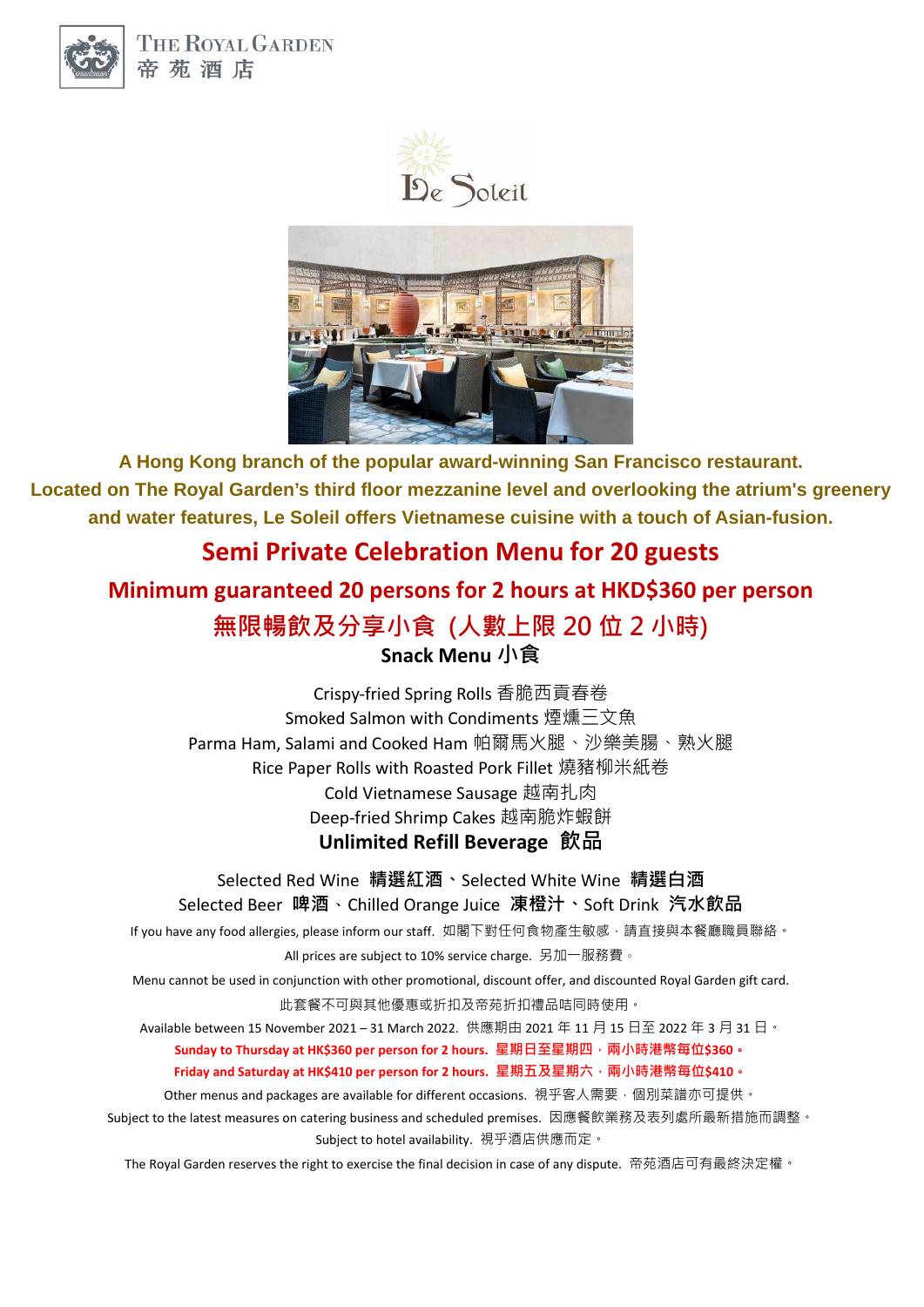THE ROYAL GARDEN
帝 苑 酒 店

Le Soleil

**A Hong Kong branch of the popular award-winning San Francisco restaurant.**
**Located on The Royal Garden's third floor mezzanine level and overlooking the atrium's greenery and water features, Le Soleil offers Vietnamese cuisine with a touch of Asian-fusion.**

# Semi Private Celebration Menu for 20 guests

## Minimum guaranteed 20 persons for 2 hours at HKD$360 per person

## 無限暢飲及分享小食 (人數上限 20 位 2 小時)

### Snack Menu 小食

Crispy-fried Spring Rolls 香脆西貢春卷
Smoked Salmon with Condiments 煙燻三文魚
Parma Ham, Salami and Cooked Ham 帕爾馬火腿、沙樂美腸、熟火腿
Rice Paper Rolls with Roasted Pork Fillet 燒豬柳米紙卷
Cold Vietnamese Sausage 越南扎肉
Deep-fried Shrimp Cakes 越南脆炸蝦餅

### Unlimited Refill Beverage 飲品

Selected Red Wine **精選紅酒**、Selected White Wine **精選白酒**
Selected Beer **啤酒**、Chilled Orange Juice **凍橙汁**、Soft Drink **汽水飲品**

If you have any food allergies, please inform our staff. 如閣下對任何食物產生敏感，請直接與本餐廳職員聯絡。

All prices are subject to 10% service charge. 另加一服務費。

Menu cannot be used in conjunction with other promotional, discount offer, and discounted Royal Garden gift card.
此套餐不可與其他優惠或折扣及帝苑折扣禮品咭同時使用。

Available between 15 November 2021 – 31 March 2022. 供應期由 2021 年 11 月 15 日至 2022 年 3 月 31 日。

**Sunday to Thursday at HK$360 per person for 2 hours. 星期日至星期四，兩小時港幣每位$360。**

**Friday and Saturday at HK$410 per person for 2 hours. 星期五及星期六，兩小時港幣每位$410。**

Other menus and packages are available for different occasions. 視乎客人需要，個別菜譜亦可提供。

Subject to the latest measures on catering business and scheduled premises. 因應餐飲業務及表列處所最新措施而調整。

Subject to hotel availability. 視乎酒店供應而定。

The Royal Garden reserves the right to exercise the final decision in case of any dispute. 帝苑酒店可有最終決定權。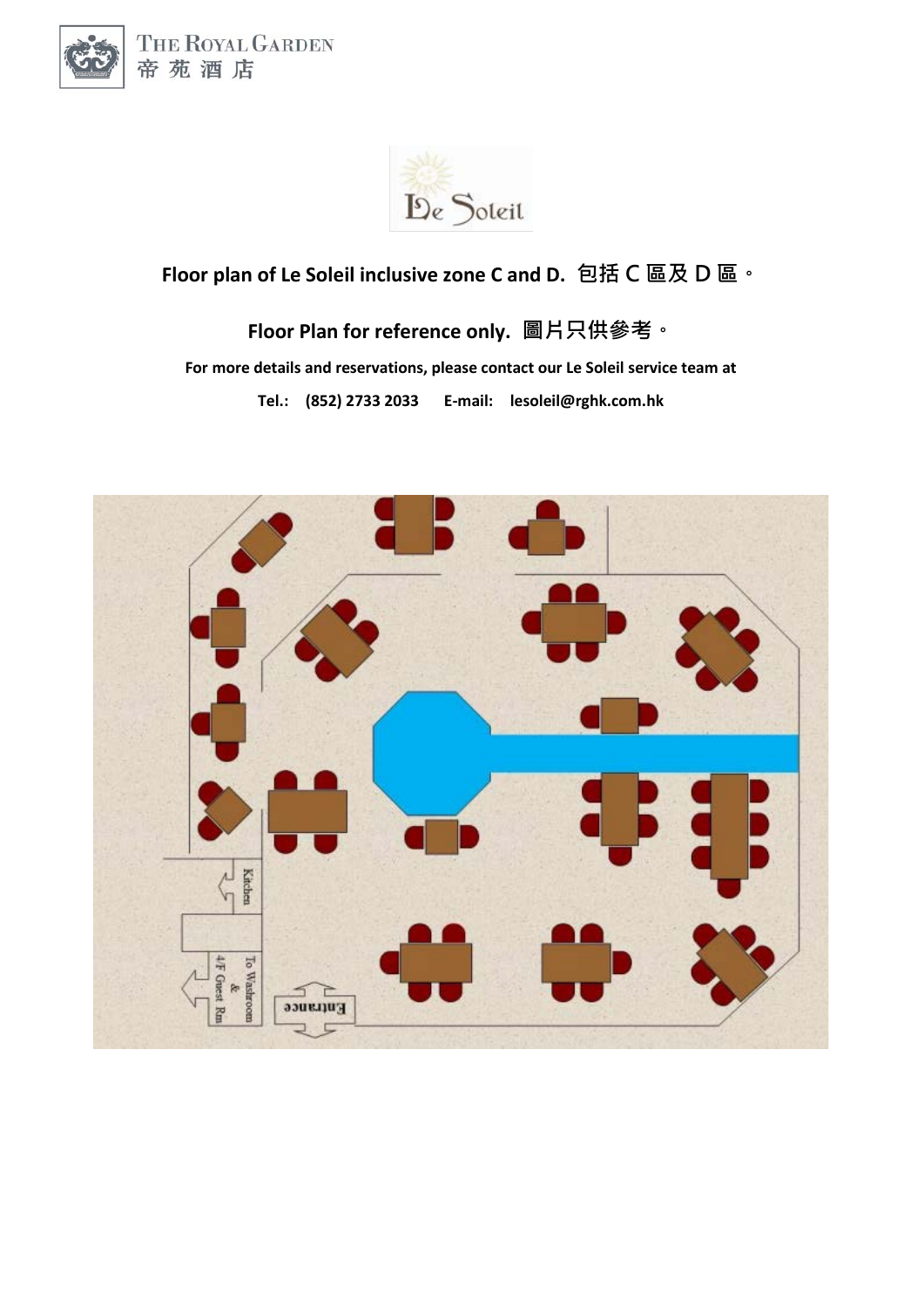**Floor plan of Le Soleil inclusive zone C and D. 包括 C 區及 D 區。**

**Floor Plan for reference only. 圖片只供參考。**

**For more details and reservations, please contact our Le Soleil service team at**

**Tel.: (852) 2733 2033 E-mail: lesoleil@rghk.com.hk**

Kitchen

To Washroom & 4/F Guest Rm

Entrance